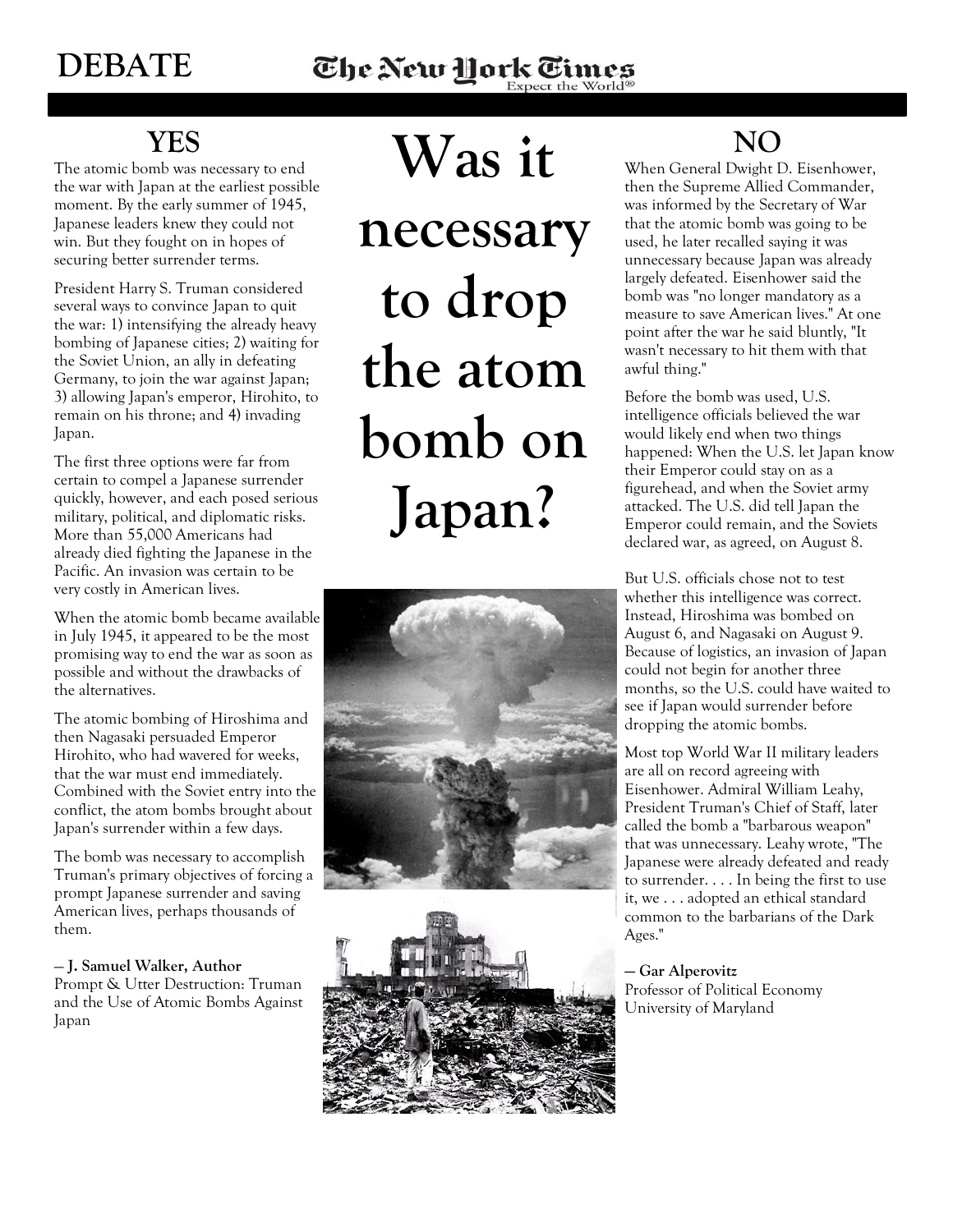DEBATE

The New York Times
Expect the World®

# Was it necessary to drop the atom bomb on Japan?

## YES

The atomic bomb was necessary to end the war with Japan at the earliest possible moment. By the early summer of 1945, Japanese leaders knew they could not win. But they fought on in hopes of securing better surrender terms.

President Harry S. Truman considered several ways to convince Japan to quit the war: 1) intensifying the already heavy bombing of Japanese cities; 2) waiting for the Soviet Union, an ally in defeating Germany, to join the war against Japan; 3) allowing Japan's emperor, Hirohito, to remain on his throne; and 4) invading Japan.

The first three options were far from certain to compel a Japanese surrender quickly, however, and each posed serious military, political, and diplomatic risks. More than 55,000 Americans had already died fighting the Japanese in the Pacific. An invasion was certain to be very costly in American lives.

When the atomic bomb became available in July 1945, it appeared to be the most promising way to end the war as soon as possible and without the drawbacks of the alternatives.

The atomic bombing of Hiroshima and then Nagasaki persuaded Emperor Hirohito, who had wavered for weeks, that the war must end immediately. Combined with the Soviet entry into the conflict, the atom bombs brought about Japan's surrender within a few days.

The bomb was necessary to accomplish Truman's primary objectives of forcing a prompt Japanese surrender and saving American lives, perhaps thousands of them.

**— J. Samuel Walker, Author**
Prompt & Utter Destruction: Truman and the Use of Atomic Bombs Against Japan

## NO

When General Dwight D. Eisenhower, then the Supreme Allied Commander, was informed by the Secretary of War that the atomic bomb was going to be used, he later recalled saying it was unnecessary because Japan was already largely defeated. Eisenhower said the bomb was "no longer mandatory as a measure to save American lives." At one point after the war he said bluntly, "It wasn't necessary to hit them with that awful thing."

Before the bomb was used, U.S. intelligence officials believed the war would likely end when two things happened: When the U.S. let Japan know their Emperor could stay on as a figurehead, and when the Soviet army attacked. The U.S. did tell Japan the Emperor could remain, and the Soviets declared war, as agreed, on August 8.

But U.S. officials chose not to test whether this intelligence was correct. Instead, Hiroshima was bombed on August 6, and Nagasaki on August 9. Because of logistics, an invasion of Japan could not begin for another three months, so the U.S. could have waited to see if Japan would surrender before dropping the atomic bombs.

Most top World War II military leaders are all on record agreeing with Eisenhower. Admiral William Leahy, President Truman's Chief of Staff, later called the bomb a "barbarous weapon" that was unnecessary. Leahy wrote, "The Japanese were already defeated and ready to surrender. . . . In being the first to use it, we . . . adopted an ethical standard common to the barbarians of the Dark Ages."

**— Gar Alperovitz**
Professor of Political Economy
University of Maryland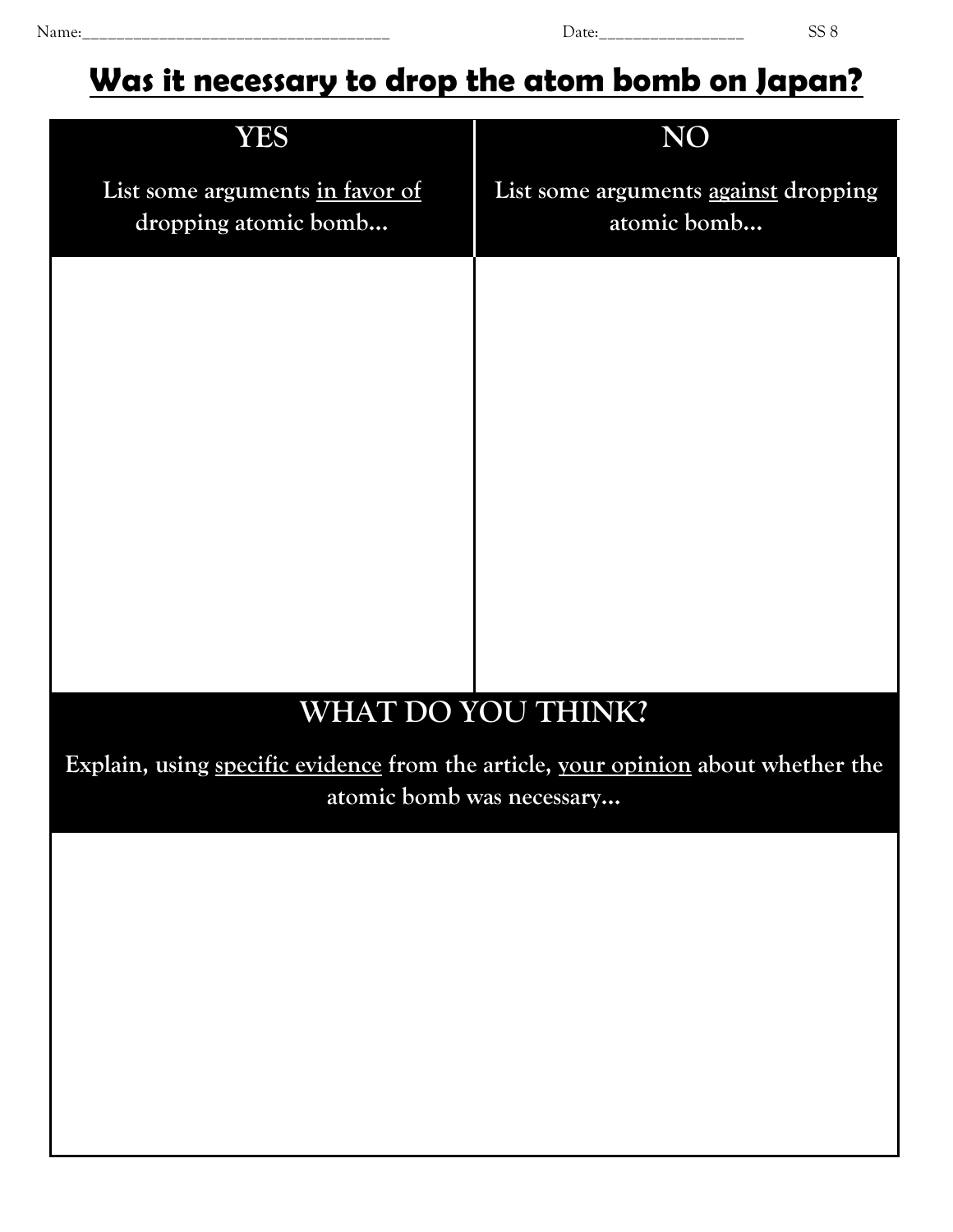Name:_________________________________ Date:_______________ SS 8

# Was it necessary to drop the atom bomb on Japan?

| YES<br>List some arguments in favor of dropping atomic bomb… | NO<br>List some arguments against dropping atomic bomb… |
| --- | --- |
| | |

## WHAT DO YOU THINK?

**Explain, using specific evidence from the article, your opinion about whether the atomic bomb was necessary…**